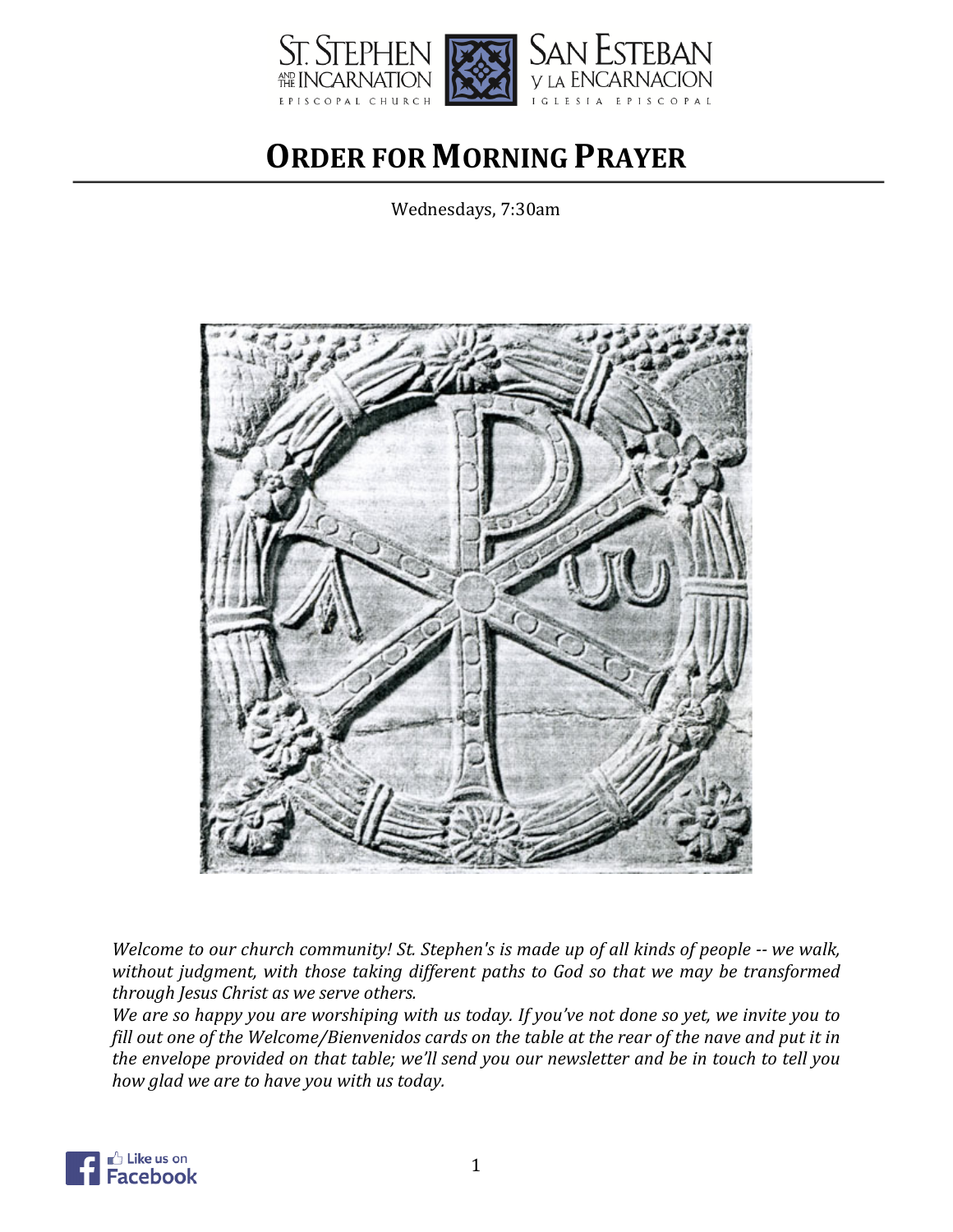ST. STEPHEN AND THE INCARNATION EPISCOPAL CHURCH — SAN ESTEBAN Y LA ENCARNACION IGLESIA EPISCOPAL

# ORDER FOR MORNING PRAYER

Wednesdays, 7:30am

*Welcome to our church community! St. Stephen's is made up of all kinds of people -- we walk, without judgment, with those taking different paths to God so that we may be transformed through Jesus Christ as we serve others.*

*We are so happy you are worshiping with us today. If you've not done so yet, we invite you to fill out one of the Welcome/Bienvenidos cards on the table at the rear of the nave and put it in the envelope provided on that table; we'll send you our newsletter and be in touch to tell you how glad we are to have you with us today.*

Like us on Facebook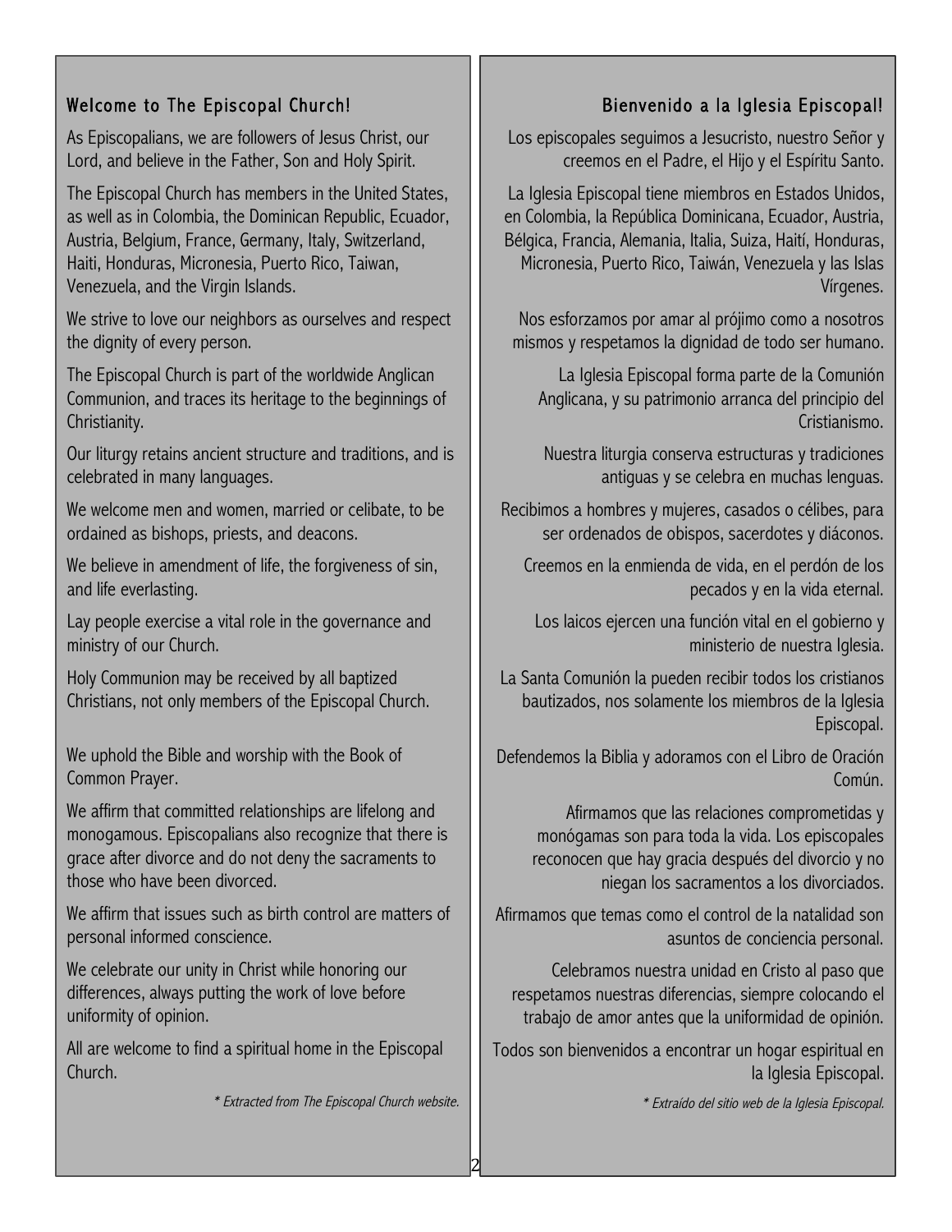## Welcome to The Episcopal Church!

As Episcopalians, we are followers of Jesus Christ, our Lord, and believe in the Father, Son and Holy Spirit.

The Episcopal Church has members in the United States, as well as in Colombia, the Dominican Republic, Ecuador, Austria, Belgium, France, Germany, Italy, Switzerland, Haiti, Honduras, Micronesia, Puerto Rico, Taiwan, Venezuela, and the Virgin Islands.

We strive to love our neighbors as ourselves and respect the dignity of every person.

The Episcopal Church is part of the worldwide Anglican Communion, and traces its heritage to the beginnings of Christianity.

Our liturgy retains ancient structure and traditions, and is celebrated in many languages.

We welcome men and women, married or celibate, to be ordained as bishops, priests, and deacons.

We believe in amendment of life, the forgiveness of sin, and life everlasting.

Lay people exercise a vital role in the governance and ministry of our Church.

Holy Communion may be received by all baptized Christians, not only members of the Episcopal Church.

We uphold the Bible and worship with the Book of Common Prayer.

We affirm that committed relationships are lifelong and monogamous. Episcopalians also recognize that there is grace after divorce and do not deny the sacraments to those who have been divorced.

We affirm that issues such as birth control are matters of personal informed conscience.

We celebrate our unity in Christ while honoring our differences, always putting the work of love before uniformity of opinion.

All are welcome to find a spiritual home in the Episcopal Church.

*\* Extracted from The Episcopal Church website.*

## Bienvenido a la Iglesia Episcopal!

Los episcopales seguimos a Jesucristo, nuestro Señor y creemos en el Padre, el Hijo y el Espíritu Santo.

La Iglesia Episcopal tiene miembros en Estados Unidos, en Colombia, la República Dominicana, Ecuador, Austria, Bélgica, Francia, Alemania, Italia, Suiza, Haití, Honduras, Micronesia, Puerto Rico, Taiwán, Venezuela y las Islas Vírgenes.

Nos esforzamos por amar al prójimo como a nosotros mismos y respetamos la dignidad de todo ser humano.

La Iglesia Episcopal forma parte de la Comunión Anglicana, y su patrimonio arranca del principio del Cristianismo.

Nuestra liturgia conserva estructuras y tradiciones antiguas y se celebra en muchas lenguas.

Recibimos a hombres y mujeres, casados o célibes, para ser ordenados de obispos, sacerdotes y diáconos.

Creemos en la enmienda de vida, en el perdón de los pecados y en la vida eternal.

Los laicos ejercen una función vital en el gobierno y ministerio de nuestra Iglesia.

La Santa Comunión la pueden recibir todos los cristianos bautizados, nos solamente los miembros de la Iglesia Episcopal.

Defendemos la Biblia y adoramos con el Libro de Oración Común.

Afirmamos que las relaciones comprometidas y monógamas son para toda la vida. Los episcopales reconocen que hay gracia después del divorcio y no niegan los sacramentos a los divorciados.

Afirmamos que temas como el control de la natalidad son asuntos de conciencia personal.

Celebramos nuestra unidad en Cristo al paso que respetamos nuestras diferencias, siempre colocando el trabajo de amor antes que la uniformidad de opinión.

Todos son bienvenidos a encontrar un hogar espiritual en la Iglesia Episcopal.

*\* Extraído del sitio web de la Iglesia Episcopal.*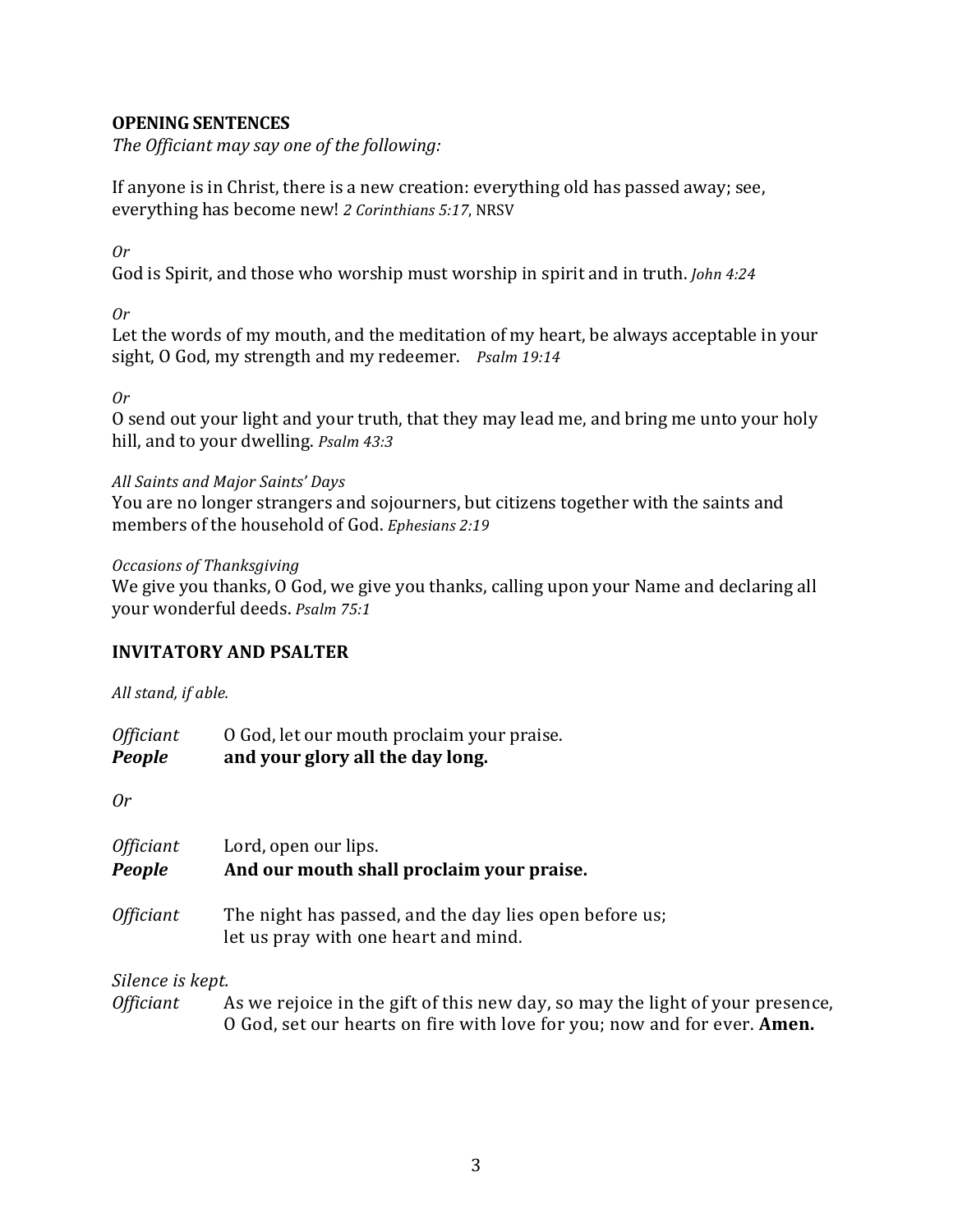## OPENING SENTENCES

*The Officiant may say one of the following:*

If anyone is in Christ, there is a new creation: everything old has passed away; see, everything has become new! *2 Corinthians 5:17*, NRSV

*Or*

God is Spirit, and those who worship must worship in spirit and in truth. *John 4:24*

*Or*

Let the words of my mouth, and the meditation of my heart, be always acceptable in your sight, O God, my strength and my redeemer. *Psalm 19:14*

*Or*

O send out your light and your truth, that they may lead me, and bring me unto your holy hill, and to your dwelling. *Psalm 43:3*

*All Saints and Major Saints' Days*

You are no longer strangers and sojourners, but citizens together with the saints and members of the household of God. *Ephesians 2:19*

*Occasions of Thanksgiving*

We give you thanks, O God, we give you thanks, calling upon your Name and declaring all your wonderful deeds. *Psalm 75:1*

## INVITATORY AND PSALTER

*All stand, if able.*

*Officiant* O God, let our mouth proclaim your praise.
***People*** **and your glory all the day long.**

*Or*

*Officiant* Lord, open our lips.
***People*** **And our mouth shall proclaim your praise.**

*Officiant* The night has passed, and the day lies open before us;
let us pray with one heart and mind.

*Silence is kept.*

*Officiant* As we rejoice in the gift of this new day, so may the light of your presence, O God, set our hearts on fire with love for you; now and for ever. **Amen.**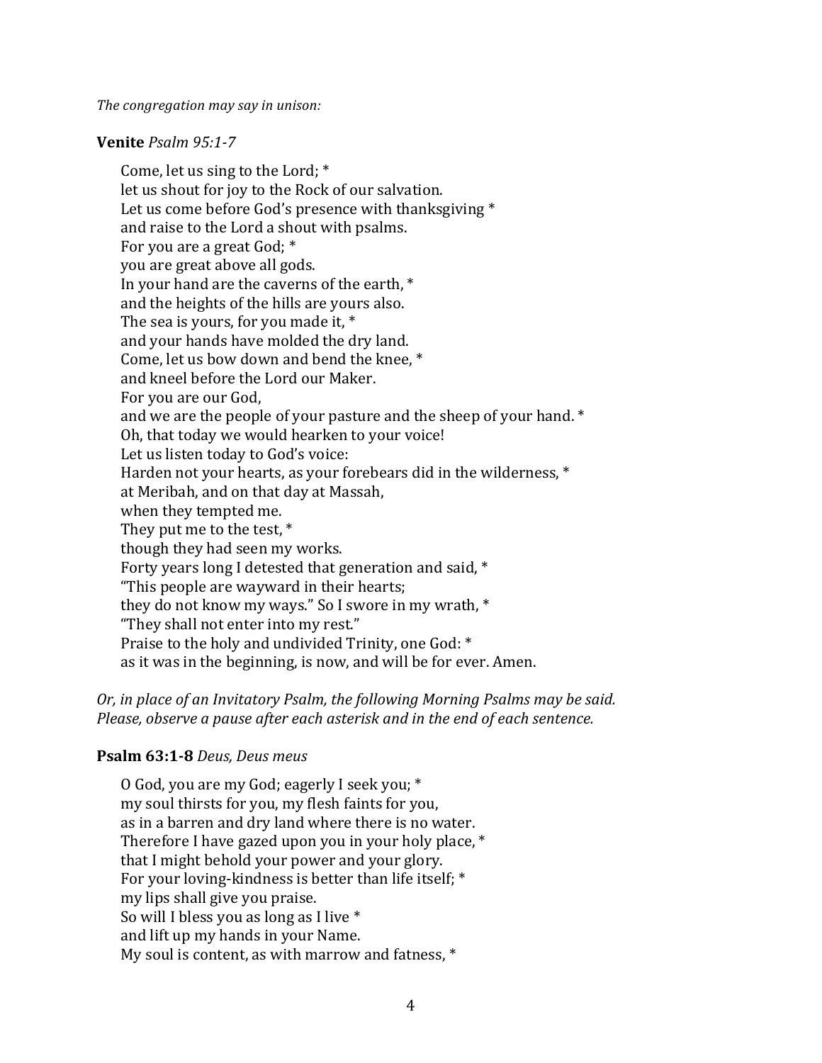*The congregation may say in unison:*

**Venite** *Psalm 95:1-7*

Come, let us sing to the Lord; *  
let us shout for joy to the Rock of our salvation.  
Let us come before God's presence with thanksgiving *  
and raise to the Lord a shout with psalms.  
For you are a great God; *  
you are great above all gods.  
In your hand are the caverns of the earth, *  
and the heights of the hills are yours also.  
The sea is yours, for you made it, *  
and your hands have molded the dry land.  
Come, let us bow down and bend the knee, *  
and kneel before the Lord our Maker.  
For you are our God,  
and we are the people of your pasture and the sheep of your hand. *  
Oh, that today we would hearken to your voice!  
Let us listen today to God's voice:  
Harden not your hearts, as your forebears did in the wilderness, *  
at Meribah, and on that day at Massah,  
when they tempted me.  
They put me to the test, *  
though they had seen my works.  
Forty years long I detested that generation and said, *  
"This people are wayward in their hearts;  
they do not know my ways." So I swore in my wrath, *  
"They shall not enter into my rest."  
Praise to the holy and undivided Trinity, one God: *  
as it was in the beginning, is now, and will be for ever. Amen.

*Or, in place of an Invitatory Psalm, the following Morning Psalms may be said. Please, observe a pause after each asterisk and in the end of each sentence.*

**Psalm 63:1-8** *Deus, Deus meus*

O God, you are my God; eagerly I seek you; *  
my soul thirsts for you, my flesh faints for you,  
as in a barren and dry land where there is no water.  
Therefore I have gazed upon you in your holy place, *  
that I might behold your power and your glory.  
For your loving-kindness is better than life itself; *  
my lips shall give you praise.  
So will I bless you as long as I live *  
and lift up my hands in your Name.  
My soul is content, as with marrow and fatness, *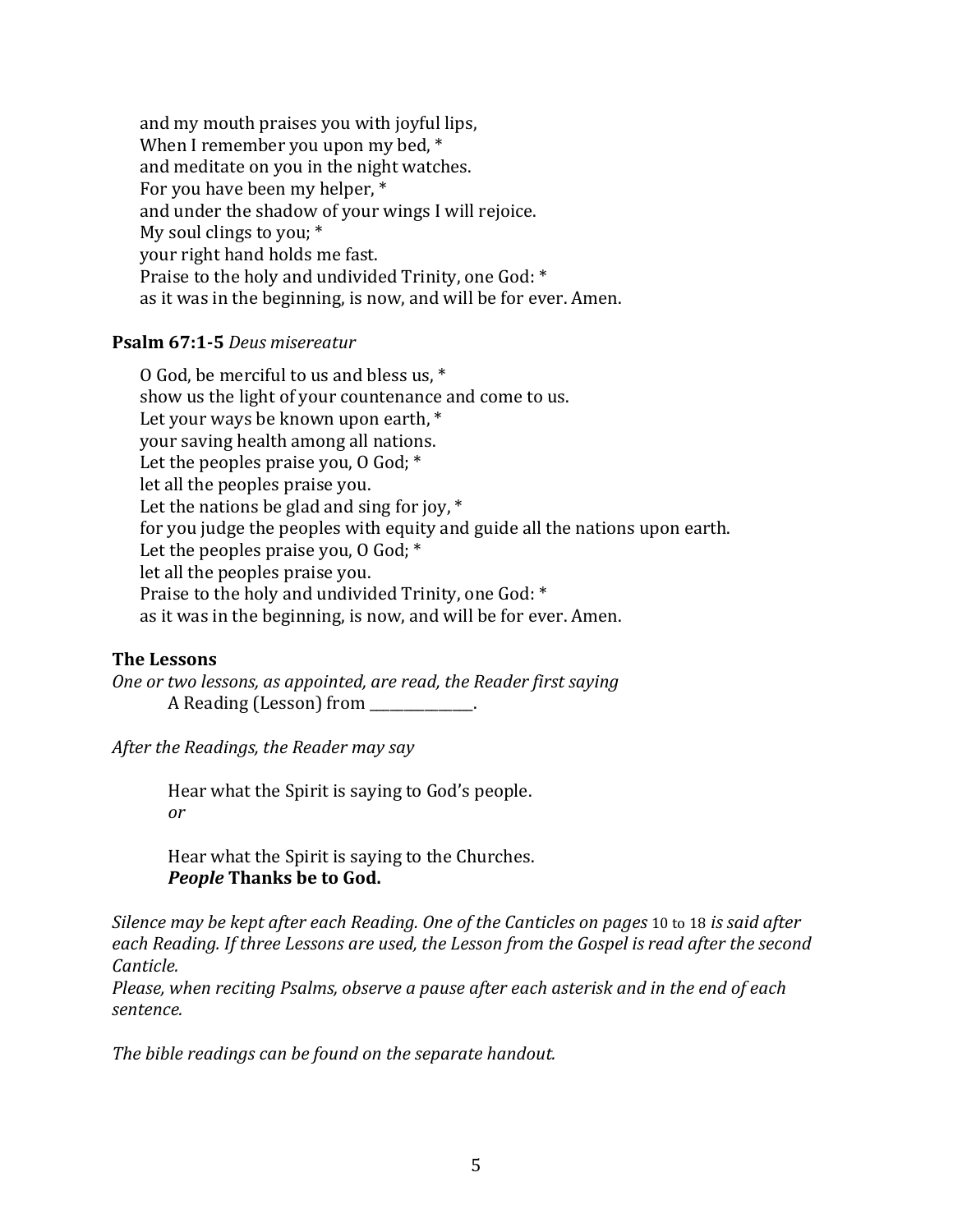and my mouth praises you with joyful lips,
When I remember you upon my bed, *
and meditate on you in the night watches.
For you have been my helper, *
and under the shadow of your wings I will rejoice.
My soul clings to you; *
your right hand holds me fast.
Praise to the holy and undivided Trinity, one God: *
as it was in the beginning, is now, and will be for ever. Amen.

**Psalm 67:1-5** *Deus misereatur*

O God, be merciful to us and bless us, *
show us the light of your countenance and come to us.
Let your ways be known upon earth, *
your saving health among all nations.
Let the peoples praise you, O God; *
let all the peoples praise you.
Let the nations be glad and sing for joy, *
for you judge the peoples with equity and guide all the nations upon earth.
Let the peoples praise you, O God; *
let all the peoples praise you.
Praise to the holy and undivided Trinity, one God: *
as it was in the beginning, is now, and will be for ever. Amen.

**The Lessons**

*One or two lessons, as appointed, are read, the Reader first saying*
A Reading (Lesson) from _______________.

*After the Readings, the Reader may say*

Hear what the Spirit is saying to God's people.
*or*

Hear what the Spirit is saying to the Churches.
***People*** **Thanks be to God.**

*Silence may be kept after each Reading. One of the Canticles on pages* 10 to 18 *is said after each Reading. If three Lessons are used, the Lesson from the Gospel is read after the second Canticle.*
*Please, when reciting Psalms, observe a pause after each asterisk and in the end of each sentence.*

*The bible readings can be found on the separate handout.*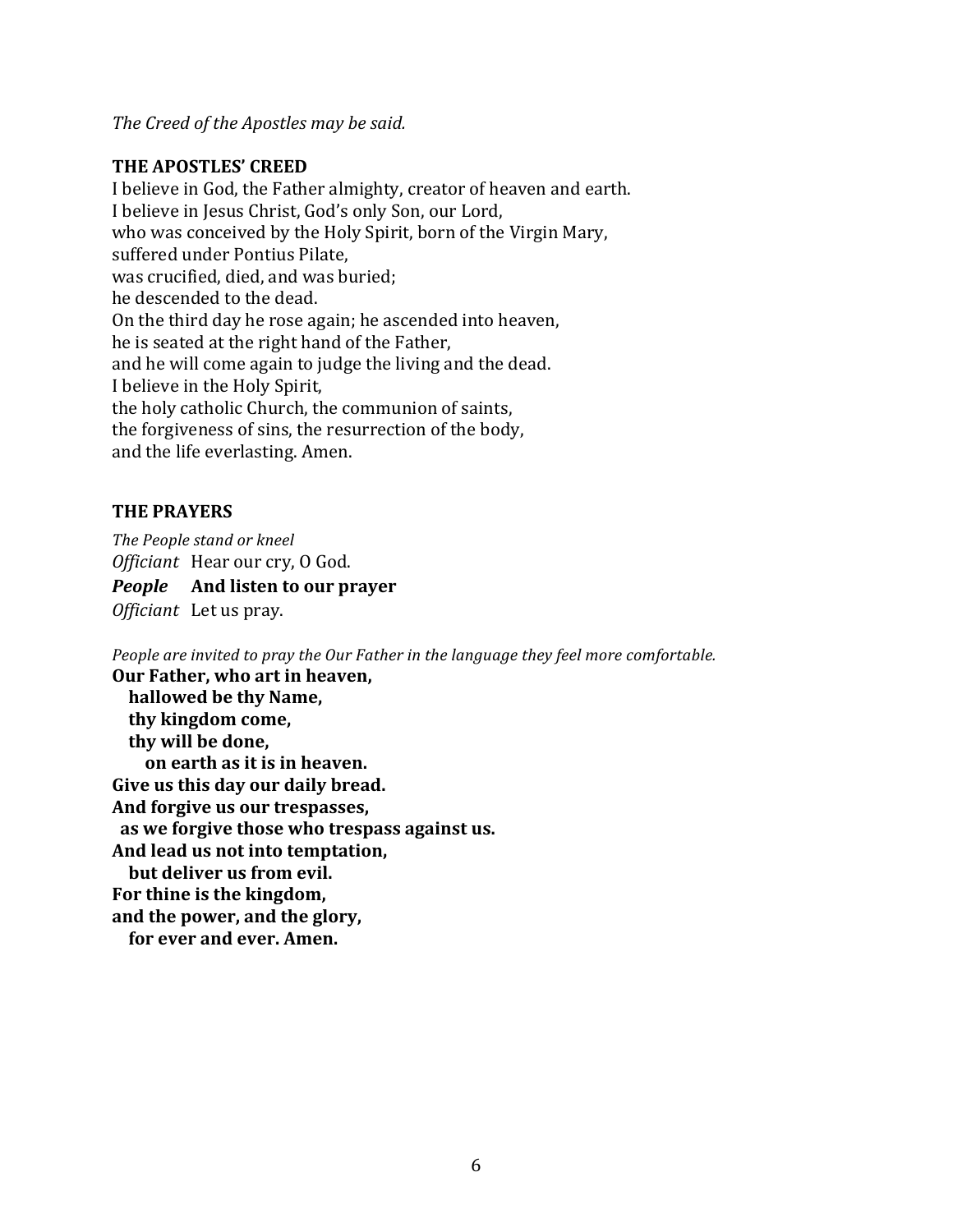*The Creed of the Apostles may be said.*

**THE APOSTLES' CREED**

I believe in God, the Father almighty, creator of heaven and earth.
I believe in Jesus Christ, God's only Son, our Lord,
who was conceived by the Holy Spirit, born of the Virgin Mary,
suffered under Pontius Pilate,
was crucified, died, and was buried;
he descended to the dead.
On the third day he rose again; he ascended into heaven,
he is seated at the right hand of the Father,
and he will come again to judge the living and the dead.
I believe in the Holy Spirit,
the holy catholic Church, the communion of saints,
the forgiveness of sins, the resurrection of the body,
and the life everlasting. Amen.

**THE PRAYERS**

*The People stand or kneel*

*Officiant* Hear our cry, O God.
***People*** **And listen to our prayer**
*Officiant* Let us pray.

*People are invited to pray the Our Father in the language they feel more comfortable.*

**Our Father, who art in heaven,**
**hallowed be thy Name,**
**thy kingdom come,**
**thy will be done,**
**on earth as it is in heaven.**
**Give us this day our daily bread.**
**And forgive us our trespasses,**
**as we forgive those who trespass against us.**
**And lead us not into temptation,**
**but deliver us from evil.**
**For thine is the kingdom,**
**and the power, and the glory,**
**for ever and ever. Amen.**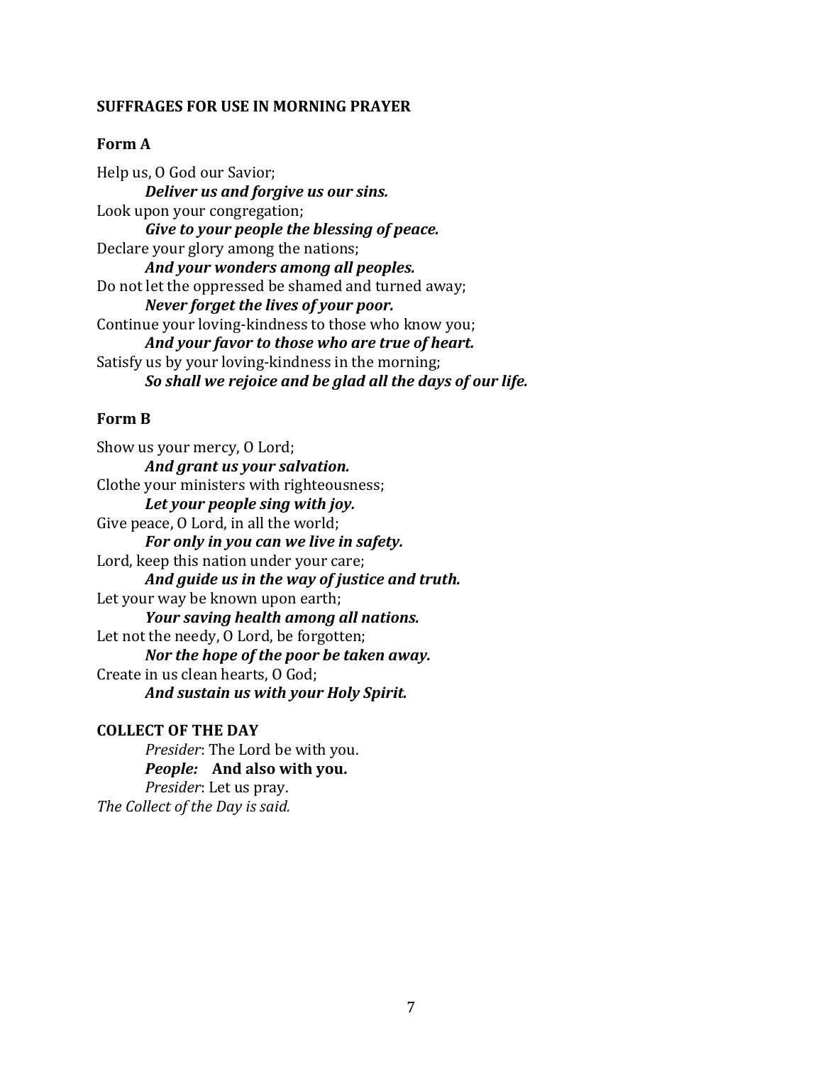## SUFFRAGES FOR USE IN MORNING PRAYER

### Form A

Help us, O God our Savior;
> ***Deliver us and forgive us our sins.***

Look upon your congregation;
> ***Give to your people the blessing of peace.***

Declare your glory among the nations;
> ***And your wonders among all peoples.***

Do not let the oppressed be shamed and turned away;
> ***Never forget the lives of your poor.***

Continue your loving-kindness to those who know you;
> ***And your favor to those who are true of heart.***

Satisfy us by your loving-kindness in the morning;
> ***So shall we rejoice and be glad all the days of our life.***

### Form B

Show us your mercy, O Lord;
> ***And grant us your salvation.***

Clothe your ministers with righteousness;
> ***Let your people sing with joy.***

Give peace, O Lord, in all the world;
> ***For only in you can we live in safety.***

Lord, keep this nation under your care;
> ***And guide us in the way of justice and truth.***

Let your way be known upon earth;
> ***Your saving health among all nations.***

Let not the needy, O Lord, be forgotten;
> ***Nor the hope of the poor be taken away.***

Create in us clean hearts, O God;
> ***And sustain us with your Holy Spirit.***

## COLLECT OF THE DAY

> *Presider*: The Lord be with you.
> ***People:*** **And also with you.**
> *Presider*: Let us pray.

*The Collect of the Day is said.*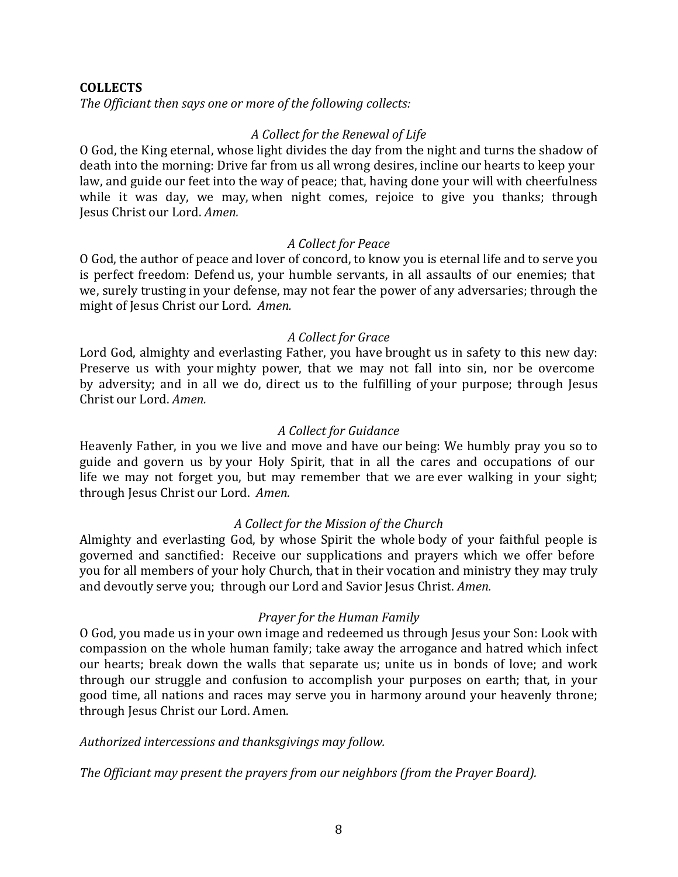**COLLECTS**

*The Officiant then says one or more of the following collects:*

*A Collect for the Renewal of Life*

O God, the King eternal, whose light divides the day from the night and turns the shadow of death into the morning: Drive far from us all wrong desires, incline our hearts to keep your law, and guide our feet into the way of peace; that, having done your will with cheerfulness while it was day, we may, when night comes, rejoice to give you thanks; through Jesus Christ our Lord. *Amen.*

*A Collect for Peace*

O God, the author of peace and lover of concord, to know you is eternal life and to serve you is perfect freedom: Defend us, your humble servants, in all assaults of our enemies; that we, surely trusting in your defense, may not fear the power of any adversaries; through the might of Jesus Christ our Lord. *Amen.*

*A Collect for Grace*

Lord God, almighty and everlasting Father, you have brought us in safety to this new day: Preserve us with your mighty power, that we may not fall into sin, nor be overcome by adversity; and in all we do, direct us to the fulfilling of your purpose; through Jesus Christ our Lord. *Amen.*

*A Collect for Guidance*

Heavenly Father, in you we live and move and have our being: We humbly pray you so to guide and govern us by your Holy Spirit, that in all the cares and occupations of our life we may not forget you, but may remember that we are ever walking in your sight; through Jesus Christ our Lord. *Amen.*

*A Collect for the Mission of the Church*

Almighty and everlasting God, by whose Spirit the whole body of your faithful people is governed and sanctified: Receive our supplications and prayers which we offer before you for all members of your holy Church, that in their vocation and ministry they may truly and devoutly serve you; through our Lord and Savior Jesus Christ. *Amen.*

*Prayer for the Human Family*

O God, you made us in your own image and redeemed us through Jesus your Son: Look with compassion on the whole human family; take away the arrogance and hatred which infect our hearts; break down the walls that separate us; unite us in bonds of love; and work through our struggle and confusion to accomplish your purposes on earth; that, in your good time, all nations and races may serve you in harmony around your heavenly throne; through Jesus Christ our Lord. Amen.

*Authorized intercessions and thanksgivings may follow.*

*The Officiant may present the prayers from our neighbors (from the Prayer Board).*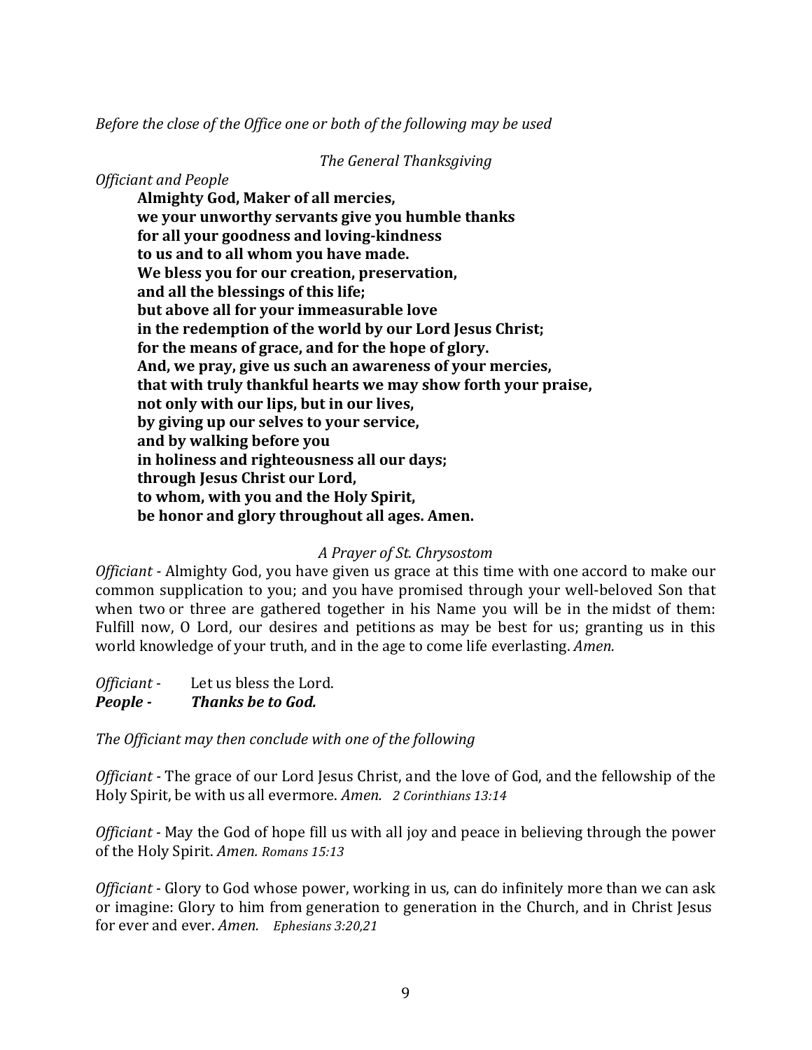*Before the close of the Office one or both of the following may be used*

*The General Thanksgiving*

*Officiant and People*

**Almighty God, Maker of all mercies,**
**we your unworthy servants give you humble thanks**
**for all your goodness and loving-kindness**
**to us and to all whom you have made.**
**We bless you for our creation, preservation,**
**and all the blessings of this life;**
**but above all for your immeasurable love**
**in the redemption of the world by our Lord Jesus Christ;**
**for the means of grace, and for the hope of glory.**
**And, we pray, give us such an awareness of your mercies,**
**that with truly thankful hearts we may show forth your praise,**
**not only with our lips, but in our lives,**
**by giving up our selves to your service,**
**and by walking before you**
**in holiness and righteousness all our days;**
**through Jesus Christ our Lord,**
**to whom, with you and the Holy Spirit,**
**be honor and glory throughout all ages. Amen.**

*A Prayer of St. Chrysostom*

*Officiant* - Almighty God, you have given us grace at this time with one accord to make our common supplication to you; and you have promised through your well-beloved Son that when two or three are gathered together in his Name you will be in the midst of them: Fulfill now, O Lord, our desires and petitions as may be best for us; granting us in this world knowledge of your truth, and in the age to come life everlasting. *Amen.*

*Officiant* - Let us bless the Lord.
***People - Thanks be to God.***

*The Officiant may then conclude with one of the following*

*Officiant* - The grace of our Lord Jesus Christ, and the love of God, and the fellowship of the Holy Spirit, be with us all evermore. *Amen. 2 Corinthians 13:14*

*Officiant* - May the God of hope fill us with all joy and peace in believing through the power of the Holy Spirit. *Amen. Romans 15:13*

*Officiant* - Glory to God whose power, working in us, can do infinitely more than we can ask or imagine: Glory to him from generation to generation in the Church, and in Christ Jesus for ever and ever. *Amen. Ephesians 3:20,21*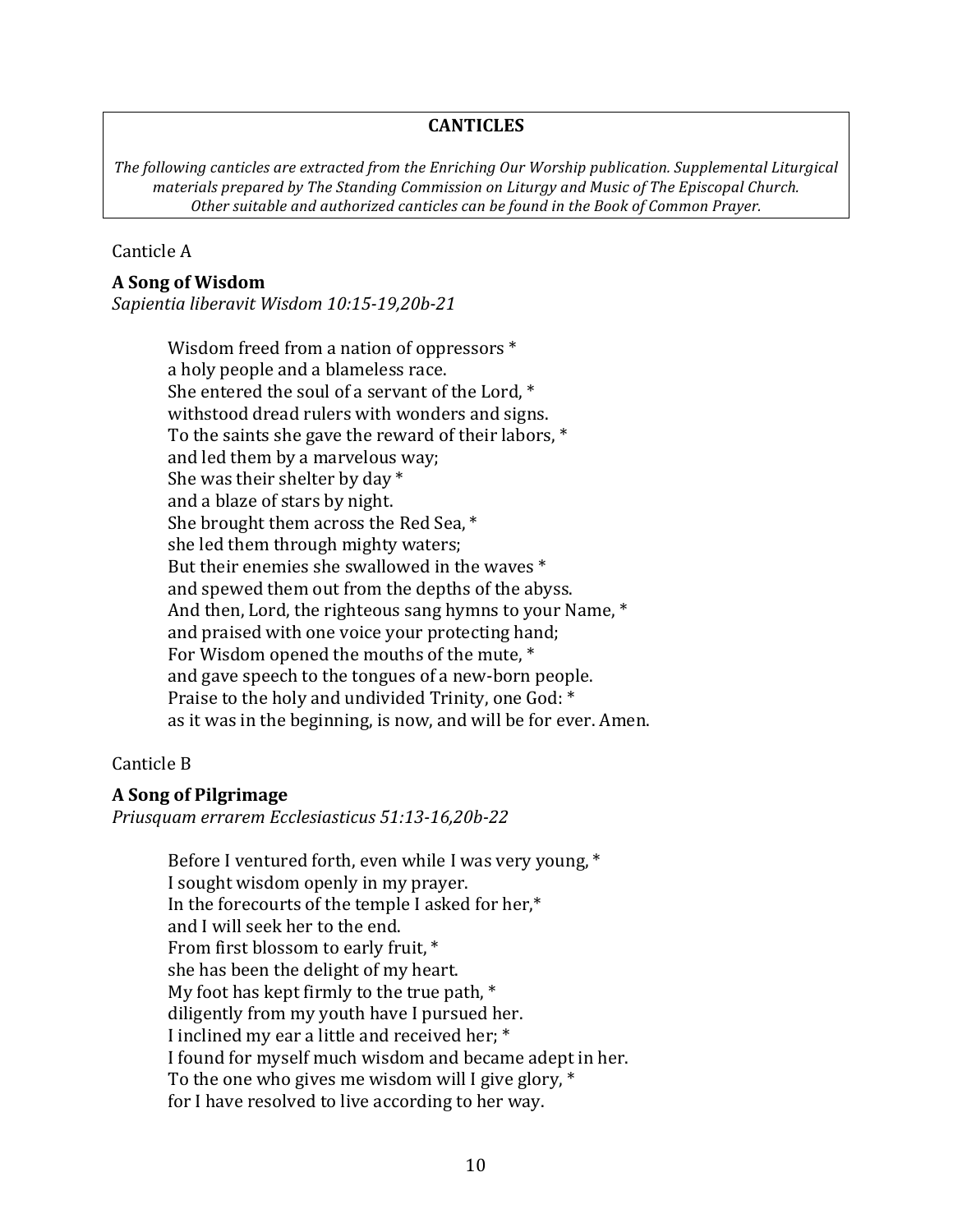**CANTICLES**

*The following canticles are extracted from the Enriching Our Worship publication. Supplemental Liturgical materials prepared by The Standing Commission on Liturgy and Music of The Episcopal Church. Other suitable and authorized canticles can be found in the Book of Common Prayer.*

Canticle A

**A Song of Wisdom**
*Sapientia liberavit Wisdom 10:15-19,20b-21*

> Wisdom freed from a nation of oppressors *
> a holy people and a blameless race.
> She entered the soul of a servant of the Lord, *
> withstood dread rulers with wonders and signs.
> To the saints she gave the reward of their labors, *
> and led them by a marvelous way;
> She was their shelter by day *
> and a blaze of stars by night.
> She brought them across the Red Sea, *
> she led them through mighty waters;
> But their enemies she swallowed in the waves *
> and spewed them out from the depths of the abyss.
> And then, Lord, the righteous sang hymns to your Name, *
> and praised with one voice your protecting hand;
> For Wisdom opened the mouths of the mute, *
> and gave speech to the tongues of a new-born people.
> Praise to the holy and undivided Trinity, one God: *
> as it was in the beginning, is now, and will be for ever. Amen.

Canticle B

**A Song of Pilgrimage**
*Priusquam errarem Ecclesiasticus 51:13-16,20b-22*

> Before I ventured forth, even while I was very young, *
> I sought wisdom openly in my prayer.
> In the forecourts of the temple I asked for her,*
> and I will seek her to the end.
> From first blossom to early fruit, *
> she has been the delight of my heart.
> My foot has kept firmly to the true path, *
> diligently from my youth have I pursued her.
> I inclined my ear a little and received her; *
> I found for myself much wisdom and became adept in her.
> To the one who gives me wisdom will I give glory, *
> for I have resolved to live according to her way.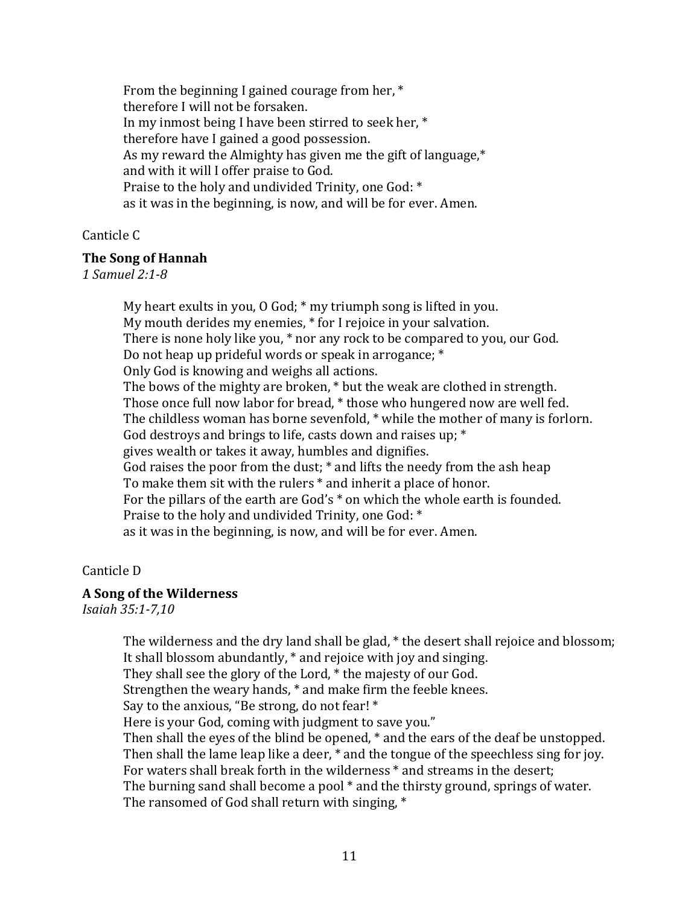From the beginning I gained courage from her, *
therefore I will not be forsaken.
In my inmost being I have been stirred to seek her, *
therefore have I gained a good possession.
As my reward the Almighty has given me the gift of language,*
and with it will I offer praise to God.
Praise to the holy and undivided Trinity, one God: *
as it was in the beginning, is now, and will be for ever. Amen.

Canticle C

**The Song of Hannah**
*1 Samuel 2:1-8*

My heart exults in you, O God; * my triumph song is lifted in you.
My mouth derides my enemies, * for I rejoice in your salvation.
There is none holy like you, * nor any rock to be compared to you, our God.
Do not heap up prideful words or speak in arrogance; *
Only God is knowing and weighs all actions.
The bows of the mighty are broken, * but the weak are clothed in strength.
Those once full now labor for bread, * those who hungered now are well fed.
The childless woman has borne sevenfold, * while the mother of many is forlorn.
God destroys and brings to life, casts down and raises up; *
gives wealth or takes it away, humbles and dignifies.
God raises the poor from the dust; * and lifts the needy from the ash heap
To make them sit with the rulers * and inherit a place of honor.
For the pillars of the earth are God's * on which the whole earth is founded.
Praise to the holy and undivided Trinity, one God: *
as it was in the beginning, is now, and will be for ever. Amen.

Canticle D

**A Song of the Wilderness**
*Isaiah 35:1-7,10*

The wilderness and the dry land shall be glad, * the desert shall rejoice and blossom;
It shall blossom abundantly, * and rejoice with joy and singing.
They shall see the glory of the Lord, * the majesty of our God.
Strengthen the weary hands, * and make firm the feeble knees.
Say to the anxious, "Be strong, do not fear! *
Here is your God, coming with judgment to save you."
Then shall the eyes of the blind be opened, * and the ears of the deaf be unstopped.
Then shall the lame leap like a deer, * and the tongue of the speechless sing for joy.
For waters shall break forth in the wilderness * and streams in the desert;
The burning sand shall become a pool * and the thirsty ground, springs of water.
The ransomed of God shall return with singing, *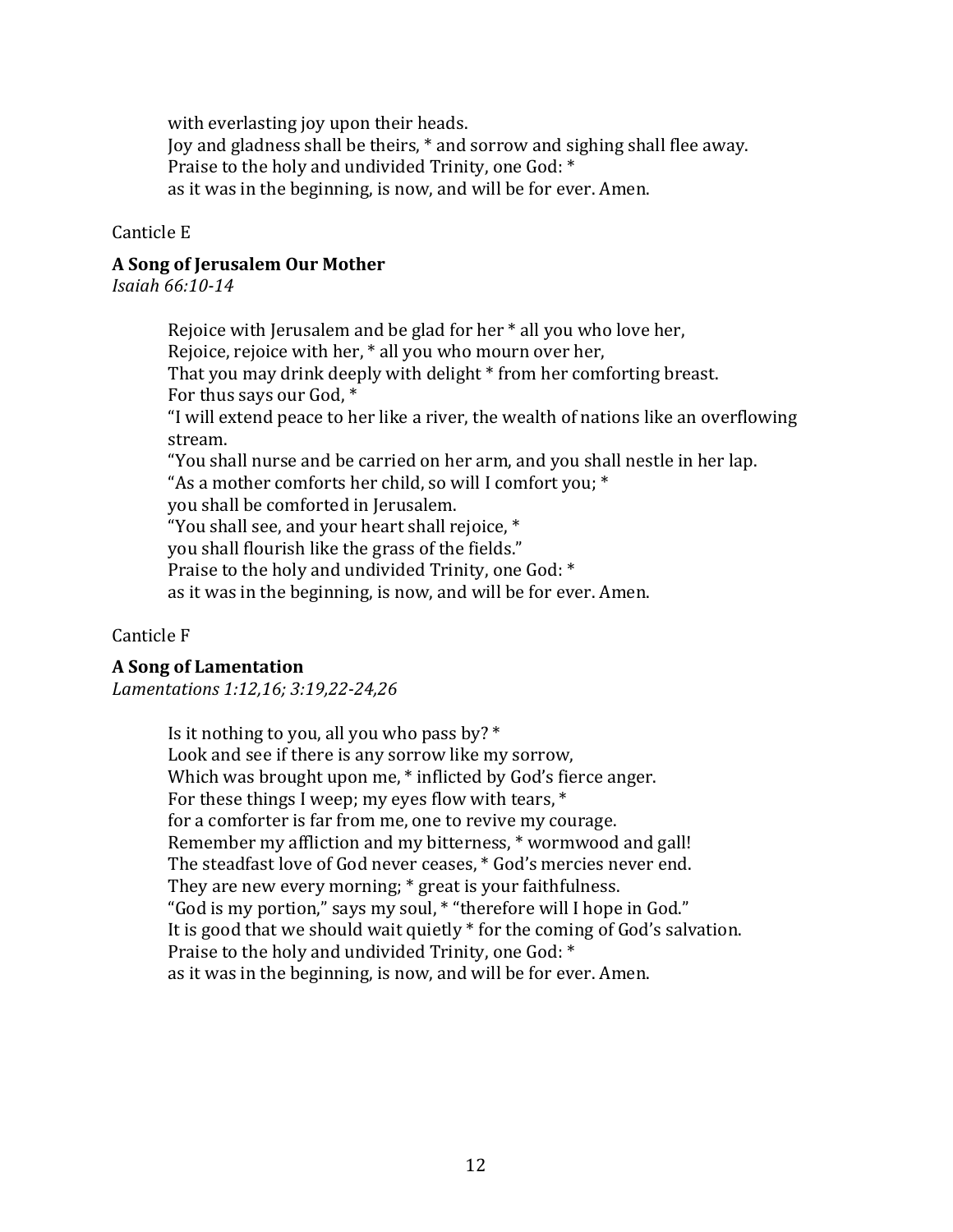with everlasting joy upon their heads.
Joy and gladness shall be theirs, * and sorrow and sighing shall flee away.
Praise to the holy and undivided Trinity, one God: *
as it was in the beginning, is now, and will be for ever. Amen.

Canticle E

**A Song of Jerusalem Our Mother**
*Isaiah 66:10-14*

Rejoice with Jerusalem and be glad for her * all you who love her,
Rejoice, rejoice with her, * all you who mourn over her,
That you may drink deeply with delight * from her comforting breast.
For thus says our God, *
"I will extend peace to her like a river, the wealth of nations like an overflowing stream.
"You shall nurse and be carried on her arm, and you shall nestle in her lap.
"As a mother comforts her child, so will I comfort you; *
you shall be comforted in Jerusalem.
"You shall see, and your heart shall rejoice, *
you shall flourish like the grass of the fields."
Praise to the holy and undivided Trinity, one God: *
as it was in the beginning, is now, and will be for ever. Amen.

Canticle F

**A Song of Lamentation**
*Lamentations 1:12,16; 3:19,22-24,26*

Is it nothing to you, all you who pass by? *
Look and see if there is any sorrow like my sorrow,
Which was brought upon me, * inflicted by God's fierce anger.
For these things I weep; my eyes flow with tears, *
for a comforter is far from me, one to revive my courage.
Remember my affliction and my bitterness, * wormwood and gall!
The steadfast love of God never ceases, * God's mercies never end.
They are new every morning; * great is your faithfulness.
"God is my portion," says my soul, * "therefore will I hope in God."
It is good that we should wait quietly * for the coming of God's salvation.
Praise to the holy and undivided Trinity, one God: *
as it was in the beginning, is now, and will be for ever. Amen.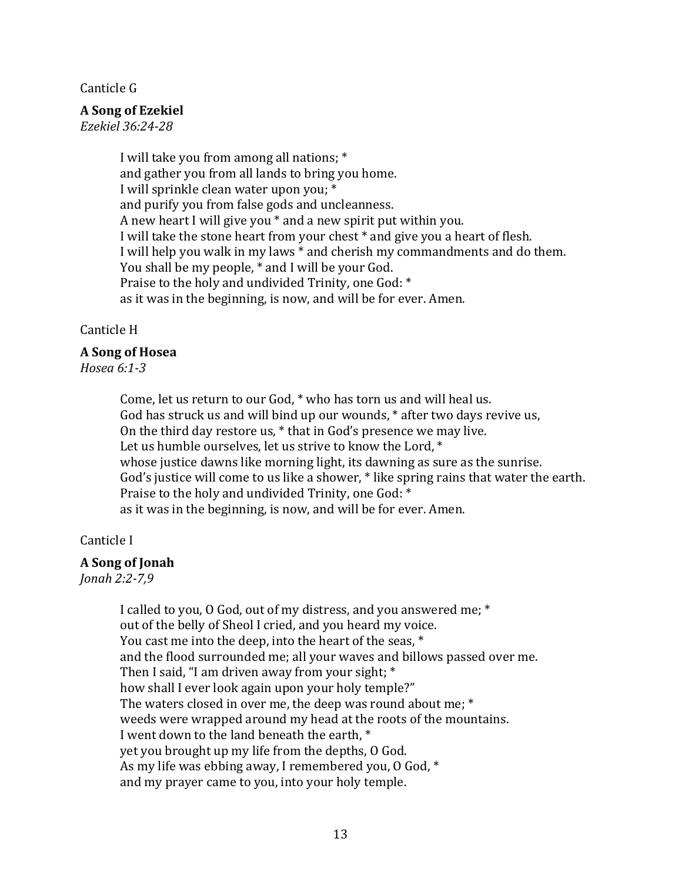Canticle G

**A Song of Ezekiel**
*Ezekiel 36:24-28*

> I will take you from among all nations; *
> and gather you from all lands to bring you home.
> I will sprinkle clean water upon you; *
> and purify you from false gods and uncleanness.
> A new heart I will give you * and a new spirit put within you.
> I will take the stone heart from your chest * and give you a heart of flesh.
> I will help you walk in my laws * and cherish my commandments and do them.
> You shall be my people, * and I will be your God.
> Praise to the holy and undivided Trinity, one God: *
> as it was in the beginning, is now, and will be for ever. Amen.

Canticle H

**A Song of Hosea**
*Hosea 6:1-3*

> Come, let us return to our God, * who has torn us and will heal us.
> God has struck us and will bind up our wounds, * after two days revive us,
> On the third day restore us, * that in God's presence we may live.
> Let us humble ourselves, let us strive to know the Lord, *
> whose justice dawns like morning light, its dawning as sure as the sunrise.
> God's justice will come to us like a shower, * like spring rains that water the earth.
> Praise to the holy and undivided Trinity, one God: *
> as it was in the beginning, is now, and will be for ever. Amen.

Canticle I

**A Song of Jonah**
*Jonah 2:2-7,9*

> I called to you, O God, out of my distress, and you answered me; *
> out of the belly of Sheol I cried, and you heard my voice.
> You cast me into the deep, into the heart of the seas, *
> and the flood surrounded me; all your waves and billows passed over me.
> Then I said, "I am driven away from your sight; *
> how shall I ever look again upon your holy temple?"
> The waters closed in over me, the deep was round about me; *
> weeds were wrapped around my head at the roots of the mountains.
> I went down to the land beneath the earth, *
> yet you brought up my life from the depths, O God.
> As my life was ebbing away, I remembered you, O God, *
> and my prayer came to you, into your holy temple.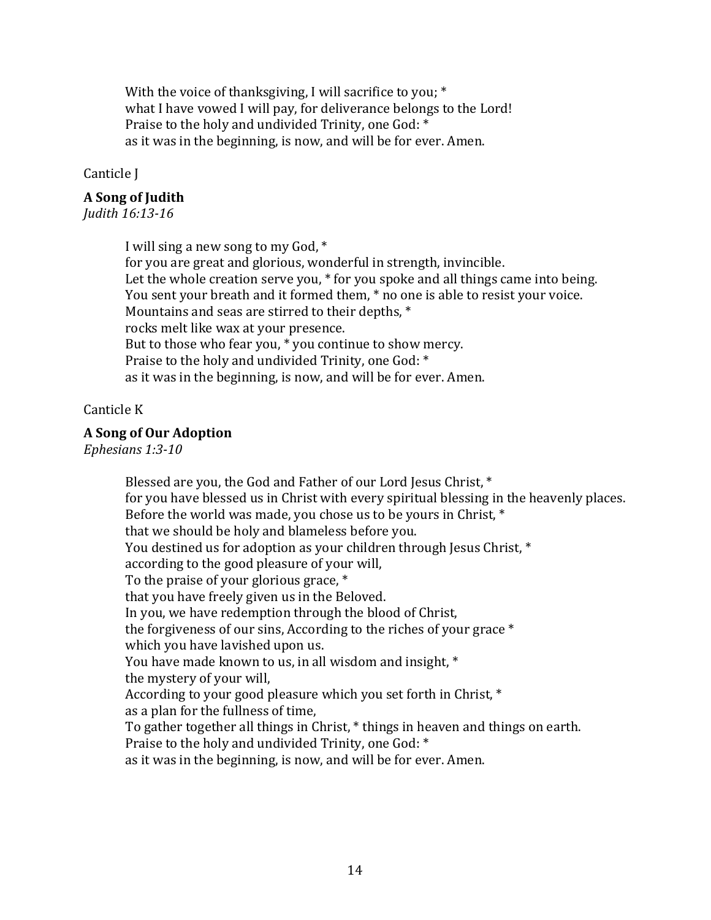With the voice of thanksgiving, I will sacrifice to you; *
what I have vowed I will pay, for deliverance belongs to the Lord!
Praise to the holy and undivided Trinity, one God: *
as it was in the beginning, is now, and will be for ever. Amen.

Canticle J

**A Song of Judith**
*Judith 16:13-16*

I will sing a new song to my God, *
for you are great and glorious, wonderful in strength, invincible.
Let the whole creation serve you, * for you spoke and all things came into being.
You sent your breath and it formed them, * no one is able to resist your voice.
Mountains and seas are stirred to their depths, *
rocks melt like wax at your presence.
But to those who fear you, * you continue to show mercy.
Praise to the holy and undivided Trinity, one God: *
as it was in the beginning, is now, and will be for ever. Amen.

Canticle K

**A Song of Our Adoption**
*Ephesians 1:3-10*

Blessed are you, the God and Father of our Lord Jesus Christ, *
for you have blessed us in Christ with every spiritual blessing in the heavenly places.
Before the world was made, you chose us to be yours in Christ, *
that we should be holy and blameless before you.
You destined us for adoption as your children through Jesus Christ, *
according to the good pleasure of your will,
To the praise of your glorious grace, *
that you have freely given us in the Beloved.
In you, we have redemption through the blood of Christ,
the forgiveness of our sins, According to the riches of your grace *
which you have lavished upon us.
You have made known to us, in all wisdom and insight, *
the mystery of your will,
According to your good pleasure which you set forth in Christ, *
as a plan for the fullness of time,
To gather together all things in Christ, * things in heaven and things on earth.
Praise to the holy and undivided Trinity, one God: *
as it was in the beginning, is now, and will be for ever. Amen.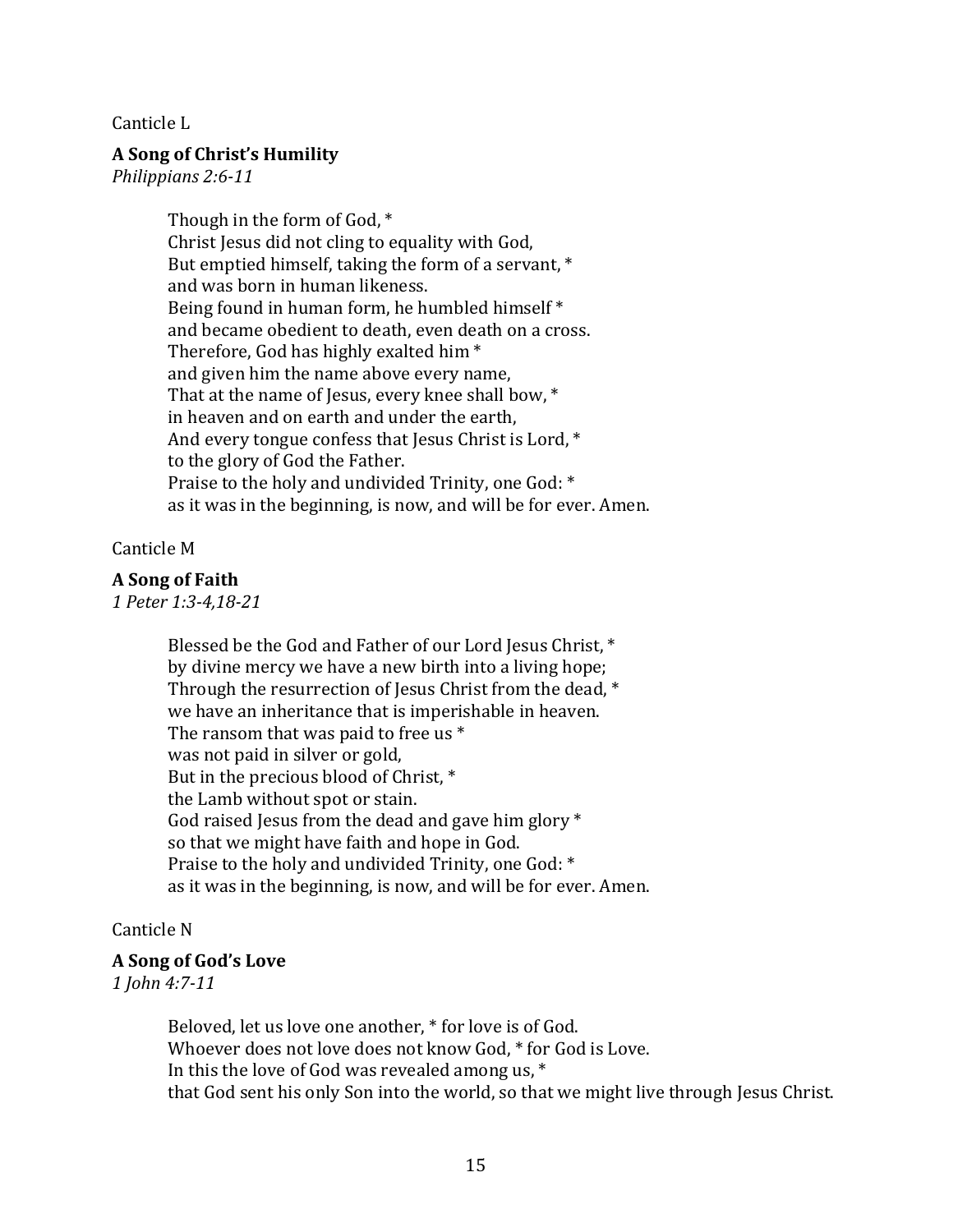Canticle L

**A Song of Christ's Humility**
*Philippians 2:6-11*

Though in the form of God, *
Christ Jesus did not cling to equality with God,
But emptied himself, taking the form of a servant, *
and was born in human likeness.
Being found in human form, he humbled himself *
and became obedient to death, even death on a cross.
Therefore, God has highly exalted him *
and given him the name above every name,
That at the name of Jesus, every knee shall bow, *
in heaven and on earth and under the earth,
And every tongue confess that Jesus Christ is Lord, *
to the glory of God the Father.
Praise to the holy and undivided Trinity, one God: *
as it was in the beginning, is now, and will be for ever. Amen.

Canticle M

**A Song of Faith**
*1 Peter 1:3-4,18-21*

Blessed be the God and Father of our Lord Jesus Christ, *
by divine mercy we have a new birth into a living hope;
Through the resurrection of Jesus Christ from the dead, *
we have an inheritance that is imperishable in heaven.
The ransom that was paid to free us *
was not paid in silver or gold,
But in the precious blood of Christ, *
the Lamb without spot or stain.
God raised Jesus from the dead and gave him glory *
so that we might have faith and hope in God.
Praise to the holy and undivided Trinity, one God: *
as it was in the beginning, is now, and will be for ever. Amen.

Canticle N

**A Song of God's Love**
*1 John 4:7-11*

Beloved, let us love one another, * for love is of God.
Whoever does not love does not know God, * for God is Love.
In this the love of God was revealed among us, *
that God sent his only Son into the world, so that we might live through Jesus Christ.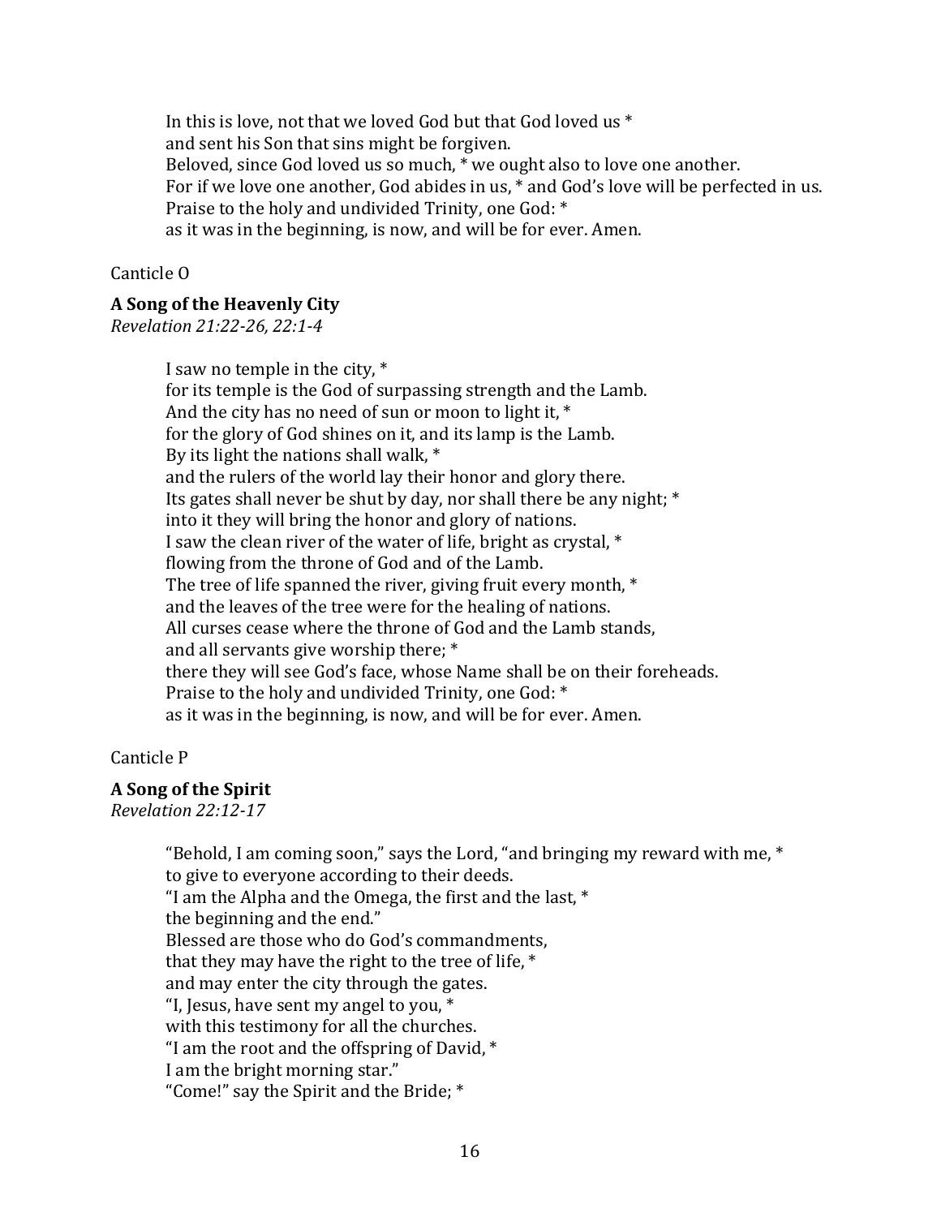In this is love, not that we loved God but that God loved us *
and sent his Son that sins might be forgiven.
Beloved, since God loved us so much, * we ought also to love one another.
For if we love one another, God abides in us, * and God's love will be perfected in us.
Praise to the holy and undivided Trinity, one God: *
as it was in the beginning, is now, and will be for ever. Amen.

Canticle O

**A Song of the Heavenly City**
*Revelation 21:22-26, 22:1-4*

I saw no temple in the city, *
for its temple is the God of surpassing strength and the Lamb.
And the city has no need of sun or moon to light it, *
for the glory of God shines on it, and its lamp is the Lamb.
By its light the nations shall walk, *
and the rulers of the world lay their honor and glory there.
Its gates shall never be shut by day, nor shall there be any night; *
into it they will bring the honor and glory of nations.
I saw the clean river of the water of life, bright as crystal, *
flowing from the throne of God and of the Lamb.
The tree of life spanned the river, giving fruit every month, *
and the leaves of the tree were for the healing of nations.
All curses cease where the throne of God and the Lamb stands,
and all servants give worship there; *
there they will see God's face, whose Name shall be on their foreheads.
Praise to the holy and undivided Trinity, one God: *
as it was in the beginning, is now, and will be for ever. Amen.

Canticle P

**A Song of the Spirit**
*Revelation 22:12-17*

"Behold, I am coming soon," says the Lord, "and bringing my reward with me, *
to give to everyone according to their deeds.
"I am the Alpha and the Omega, the first and the last, *
the beginning and the end."
Blessed are those who do God's commandments,
that they may have the right to the tree of life, *
and may enter the city through the gates.
"I, Jesus, have sent my angel to you, *
with this testimony for all the churches.
"I am the root and the offspring of David, *
I am the bright morning star."
"Come!" say the Spirit and the Bride; *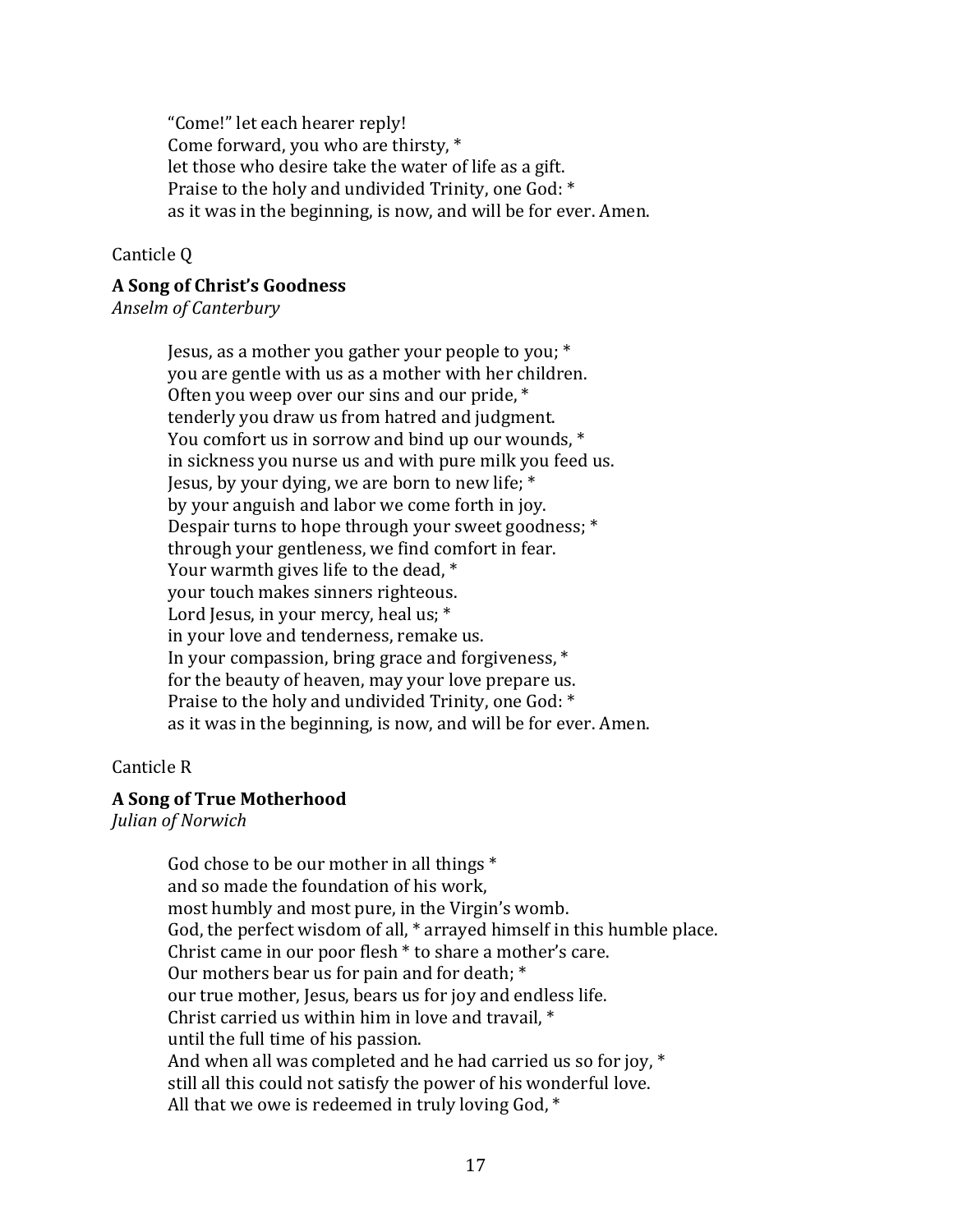"Come!" let each hearer reply!
Come forward, you who are thirsty, *
let those who desire take the water of life as a gift.
Praise to the holy and undivided Trinity, one God: *
as it was in the beginning, is now, and will be for ever. Amen.

Canticle Q

**A Song of Christ's Goodness**
*Anselm of Canterbury*

Jesus, as a mother you gather your people to you; *
you are gentle with us as a mother with her children.
Often you weep over our sins and our pride, *
tenderly you draw us from hatred and judgment.
You comfort us in sorrow and bind up our wounds, *
in sickness you nurse us and with pure milk you feed us.
Jesus, by your dying, we are born to new life; *
by your anguish and labor we come forth in joy.
Despair turns to hope through your sweet goodness; *
through your gentleness, we find comfort in fear.
Your warmth gives life to the dead, *
your touch makes sinners righteous.
Lord Jesus, in your mercy, heal us; *
in your love and tenderness, remake us.
In your compassion, bring grace and forgiveness, *
for the beauty of heaven, may your love prepare us.
Praise to the holy and undivided Trinity, one God: *
as it was in the beginning, is now, and will be for ever. Amen.

Canticle R

**A Song of True Motherhood**
*Julian of Norwich*

God chose to be our mother in all things *
and so made the foundation of his work,
most humbly and most pure, in the Virgin's womb.
God, the perfect wisdom of all, * arrayed himself in this humble place.
Christ came in our poor flesh * to share a mother's care.
Our mothers bear us for pain and for death; *
our true mother, Jesus, bears us for joy and endless life.
Christ carried us within him in love and travail, *
until the full time of his passion.
And when all was completed and he had carried us so for joy, *
still all this could not satisfy the power of his wonderful love.
All that we owe is redeemed in truly loving God, *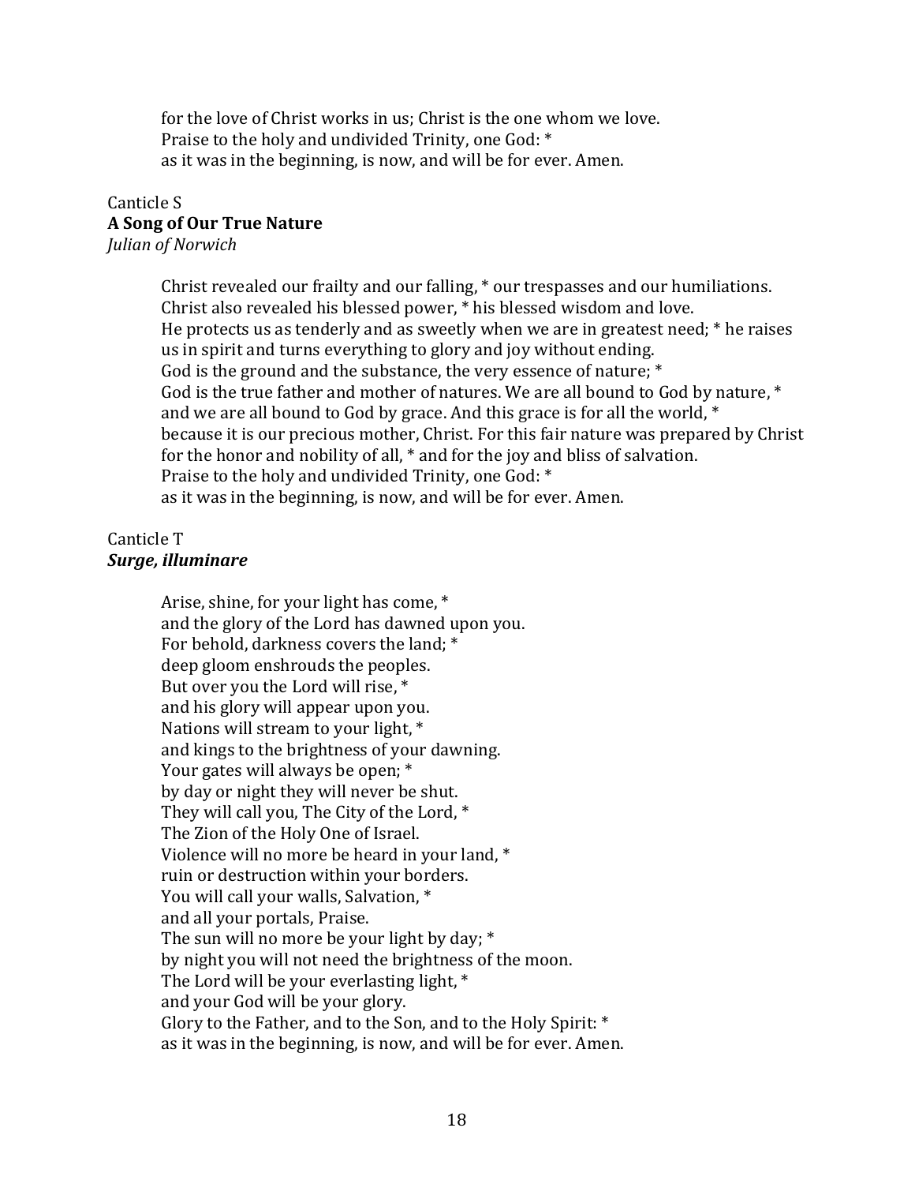for the love of Christ works in us; Christ is the one whom we love.
Praise to the holy and undivided Trinity, one God: *
as it was in the beginning, is now, and will be for ever. Amen.

Canticle S
**A Song of Our True Nature**
*Julian of Norwich*

Christ revealed our frailty and our falling, * our trespasses and our humiliations.
Christ also revealed his blessed power, * his blessed wisdom and love.
He protects us as tenderly and as sweetly when we are in greatest need; * he raises us in spirit and turns everything to glory and joy without ending.
God is the ground and the substance, the very essence of nature; *
God is the true father and mother of natures. We are all bound to God by nature, *
and we are all bound to God by grace. And this grace is for all the world, *
because it is our precious mother, Christ. For this fair nature was prepared by Christ for the honor and nobility of all, * and for the joy and bliss of salvation.
Praise to the holy and undivided Trinity, one God: *
as it was in the beginning, is now, and will be for ever. Amen.

Canticle T
***Surge, illuminare***

Arise, shine, for your light has come, *
and the glory of the Lord has dawned upon you.
For behold, darkness covers the land; *
deep gloom enshrouds the peoples.
But over you the Lord will rise, *
and his glory will appear upon you.
Nations will stream to your light, *
and kings to the brightness of your dawning.
Your gates will always be open; *
by day or night they will never be shut.
They will call you, The City of the Lord, *
The Zion of the Holy One of Israel.
Violence will no more be heard in your land, *
ruin or destruction within your borders.
You will call your walls, Salvation, *
and all your portals, Praise.
The sun will no more be your light by day; *
by night you will not need the brightness of the moon.
The Lord will be your everlasting light, *
and your God will be your glory.
Glory to the Father, and to the Son, and to the Holy Spirit: *
as it was in the beginning, is now, and will be for ever. Amen.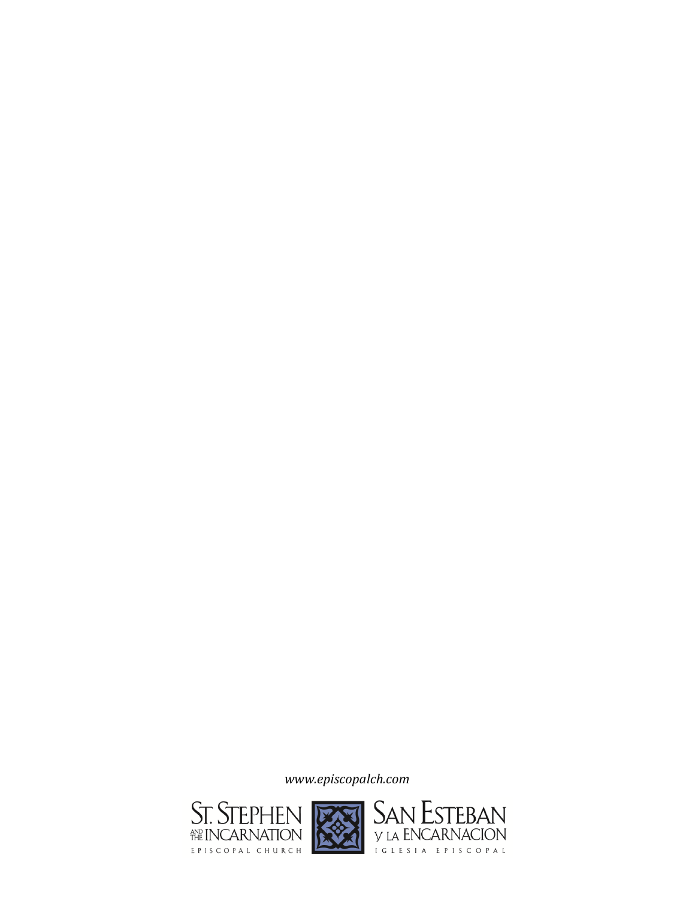*www.episcopalch.com*

ST. STEPHEN AND THE INCARNATION
EPISCOPAL CHURCH

SAN ESTEBAN Y LA ENCARNACION
IGLESIA EPISCOPAL